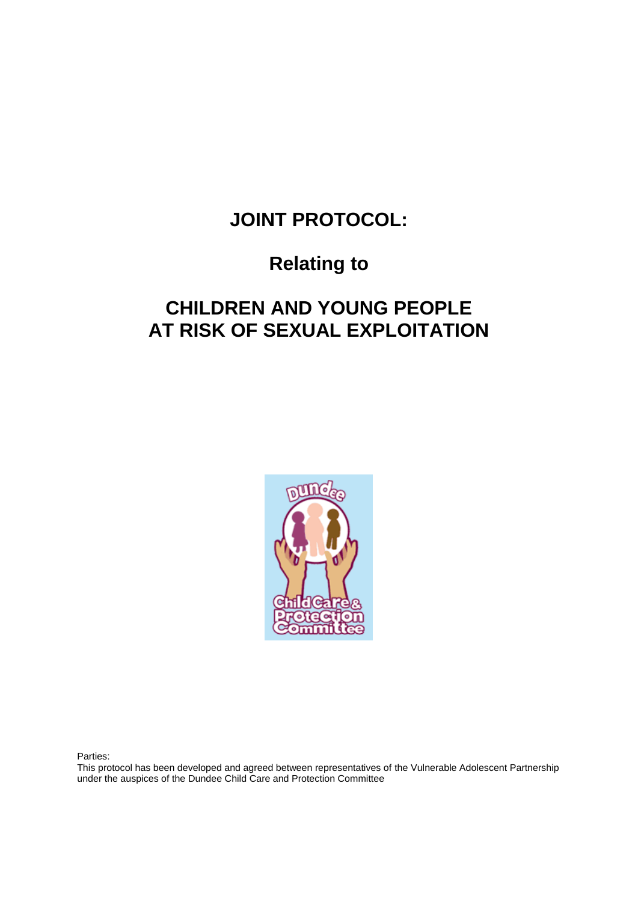# JOINT PROTOCOL:

## Relating to

# CHILDREN AND YOUNG PEOPLE AT RISK OF SEXUAL EXPLOITATION

Parties:
This protocol has been developed and agreed between representatives of the Vulnerable Adolescent Partnership under the auspices of the Dundee Child Care and Protection Committee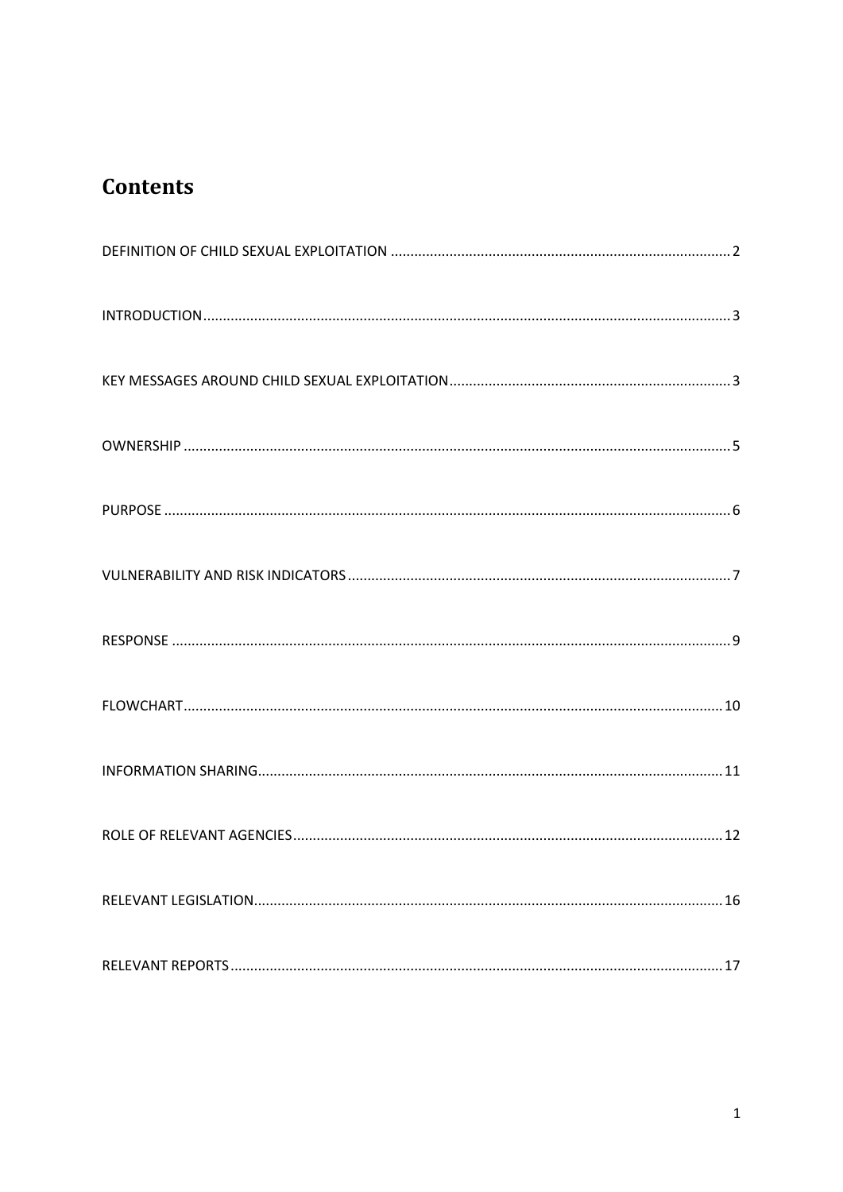# Contents

DEFINITION OF CHILD SEXUAL EXPLOITATION ........................................................................................ 2

INTRODUCTION ........................................................................................................................................ 3

KEY MESSAGES AROUND CHILD SEXUAL EXPLOITATION ......................................................................... 3

OWNERSHIP ............................................................................................................................................. 5

PURPOSE .................................................................................................................................................. 6

VULNERABILITY AND RISK INDICATORS .................................................................................................. 7

RESPONSE ................................................................................................................................................ 9

FLOWCHART ............................................................................................................................................ 10

INFORMATION SHARING ........................................................................................................................ 11

ROLE OF RELEVANT AGENCIES ............................................................................................................... 12

RELEVANT LEGISLATION ......................................................................................................................... 16

RELEVANT REPORTS ............................................................................................................................... 17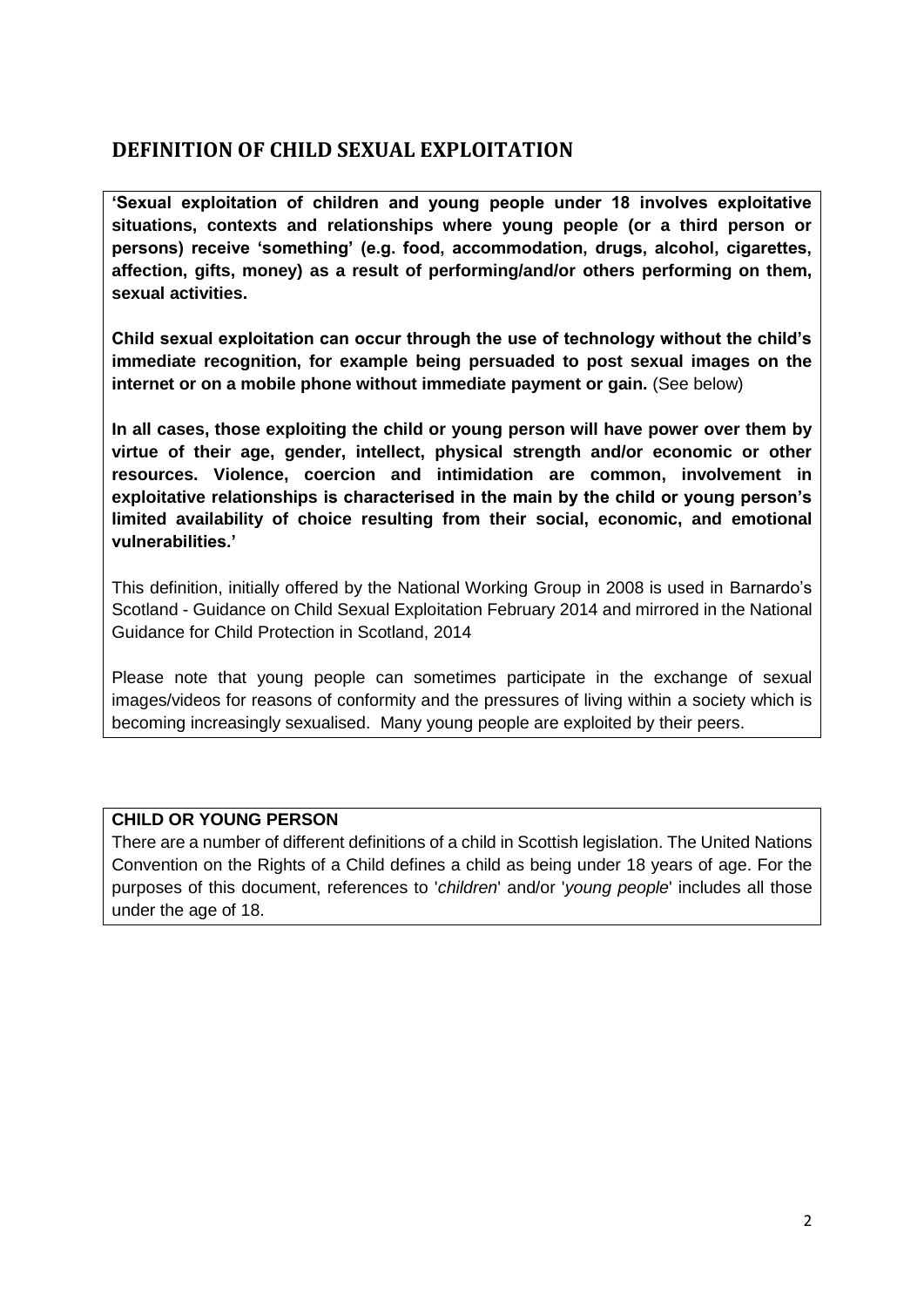## DEFINITION OF CHILD SEXUAL EXPLOITATION

**'Sexual exploitation of children and young people under 18 involves exploitative situations, contexts and relationships where young people (or a third person or persons) receive 'something' (e.g. food, accommodation, drugs, alcohol, cigarettes, affection, gifts, money) as a result of performing/and/or others performing on them, sexual activities.**

**Child sexual exploitation can occur through the use of technology without the child's immediate recognition, for example being persuaded to post sexual images on the internet or on a mobile phone without immediate payment or gain.** (See below)

**In all cases, those exploiting the child or young person will have power over them by virtue of their age, gender, intellect, physical strength and/or economic or other resources. Violence, coercion and intimidation are common, involvement in exploitative relationships is characterised in the main by the child or young person's limited availability of choice resulting from their social, economic, and emotional vulnerabilities.'**

This definition, initially offered by the National Working Group in 2008 is used in Barnardo's Scotland - Guidance on Child Sexual Exploitation February 2014 and mirrored in the National Guidance for Child Protection in Scotland, 2014

Please note that young people can sometimes participate in the exchange of sexual images/videos for reasons of conformity and the pressures of living within a society which is becoming increasingly sexualised. Many young people are exploited by their peers.

**CHILD OR YOUNG PERSON**

There are a number of different definitions of a child in Scottish legislation. The United Nations Convention on the Rights of a Child defines a child as being under 18 years of age. For the purposes of this document, references to '*children*' and/or '*young people*' includes all those under the age of 18.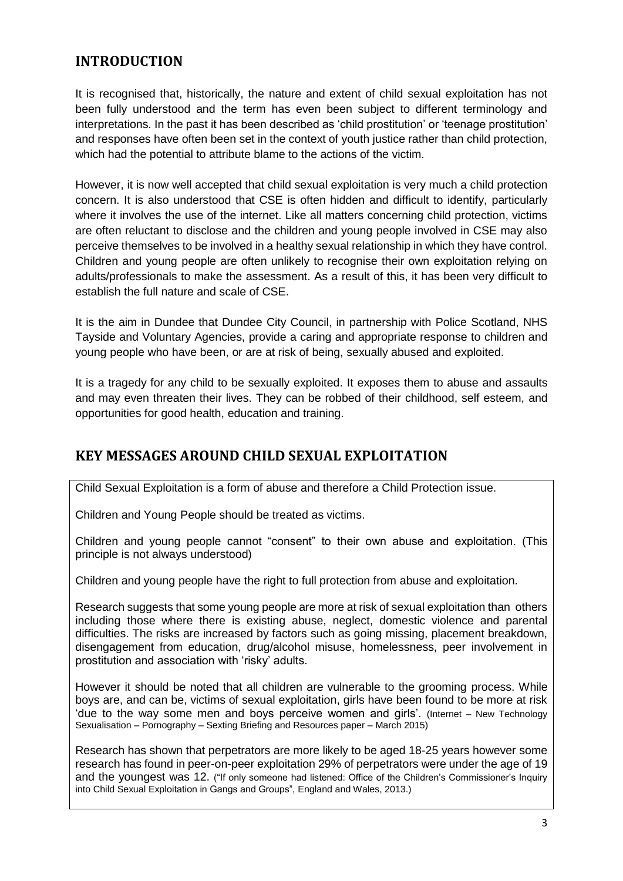## INTRODUCTION

It is recognised that, historically, the nature and extent of child sexual exploitation has not been fully understood and the term has even been subject to different terminology and interpretations. In the past it has been described as 'child prostitution' or 'teenage prostitution' and responses have often been set in the context of youth justice rather than child protection, which had the potential to attribute blame to the actions of the victim.

However, it is now well accepted that child sexual exploitation is very much a child protection concern. It is also understood that CSE is often hidden and difficult to identify, particularly where it involves the use of the internet. Like all matters concerning child protection, victims are often reluctant to disclose and the children and young people involved in CSE may also perceive themselves to be involved in a healthy sexual relationship in which they have control. Children and young people are often unlikely to recognise their own exploitation relying on adults/professionals to make the assessment. As a result of this, it has been very difficult to establish the full nature and scale of CSE.

It is the aim in Dundee that Dundee City Council, in partnership with Police Scotland, NHS Tayside and Voluntary Agencies, provide a caring and appropriate response to children and young people who have been, or are at risk of being, sexually abused and exploited.

It is a tragedy for any child to be sexually exploited. It exposes them to abuse and assaults and may even threaten their lives. They can be robbed of their childhood, self esteem, and opportunities for good health, education and training.

## KEY MESSAGES AROUND CHILD SEXUAL EXPLOITATION

Child Sexual Exploitation is a form of abuse and therefore a Child Protection issue.

Children and Young People should be treated as victims.

Children and young people cannot "consent" to their own abuse and exploitation. (This principle is not always understood)

Children and young people have the right to full protection from abuse and exploitation.

Research suggests that some young people are more at risk of sexual exploitation than others including those where there is existing abuse, neglect, domestic violence and parental difficulties. The risks are increased by factors such as going missing, placement breakdown, disengagement from education, drug/alcohol misuse, homelessness, peer involvement in prostitution and association with 'risky' adults.

However it should be noted that all children are vulnerable to the grooming process. While boys are, and can be, victims of sexual exploitation, girls have been found to be more at risk 'due to the way some men and boys perceive women and girls'. (Internet – New Technology Sexualisation – Pornography – Sexting Briefing and Resources paper – March 2015)

Research has shown that perpetrators are more likely to be aged 18-25 years however some research has found in peer-on-peer exploitation 29% of perpetrators were under the age of 19 and the youngest was 12. ("If only someone had listened: Office of the Children's Commissioner's Inquiry into Child Sexual Exploitation in Gangs and Groups", England and Wales, 2013.)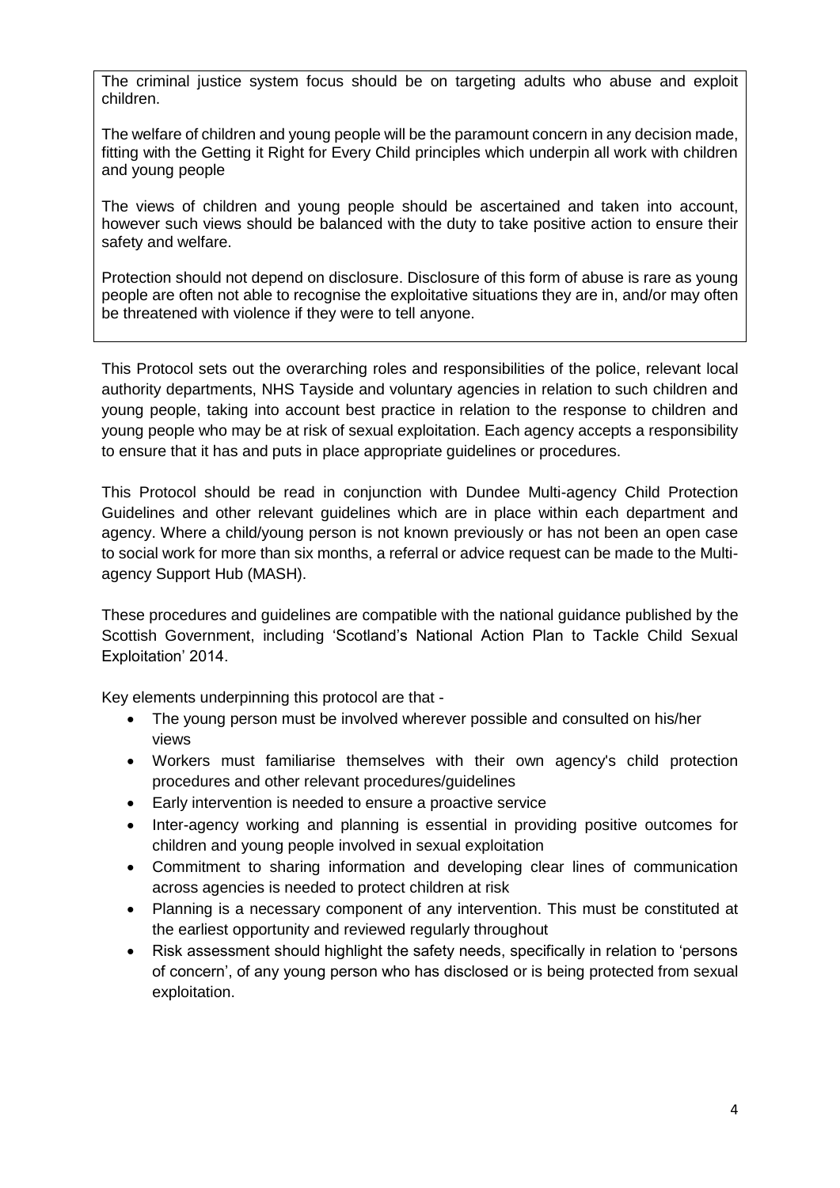The criminal justice system focus should be on targeting adults who abuse and exploit children.

The welfare of children and young people will be the paramount concern in any decision made, fitting with the Getting it Right for Every Child principles which underpin all work with children and young people

The views of children and young people should be ascertained and taken into account, however such views should be balanced with the duty to take positive action to ensure their safety and welfare.

Protection should not depend on disclosure. Disclosure of this form of abuse is rare as young people are often not able to recognise the exploitative situations they are in, and/or may often be threatened with violence if they were to tell anyone.

This Protocol sets out the overarching roles and responsibilities of the police, relevant local authority departments, NHS Tayside and voluntary agencies in relation to such children and young people, taking into account best practice in relation to the response to children and young people who may be at risk of sexual exploitation. Each agency accepts a responsibility to ensure that it has and puts in place appropriate guidelines or procedures.

This Protocol should be read in conjunction with Dundee Multi-agency Child Protection Guidelines and other relevant guidelines which are in place within each department and agency. Where a child/young person is not known previously or has not been an open case to social work for more than six months, a referral or advice request can be made to the Multi-agency Support Hub (MASH).

These procedures and guidelines are compatible with the national guidance published by the Scottish Government, including 'Scotland's National Action Plan to Tackle Child Sexual Exploitation' 2014.

Key elements underpinning this protocol are that -

- The young person must be involved wherever possible and consulted on his/her views
- Workers must familiarise themselves with their own agency's child protection procedures and other relevant procedures/guidelines
- Early intervention is needed to ensure a proactive service
- Inter-agency working and planning is essential in providing positive outcomes for children and young people involved in sexual exploitation
- Commitment to sharing information and developing clear lines of communication across agencies is needed to protect children at risk
- Planning is a necessary component of any intervention. This must be constituted at the earliest opportunity and reviewed regularly throughout
- Risk assessment should highlight the safety needs, specifically in relation to 'persons of concern', of any young person who has disclosed or is being protected from sexual exploitation.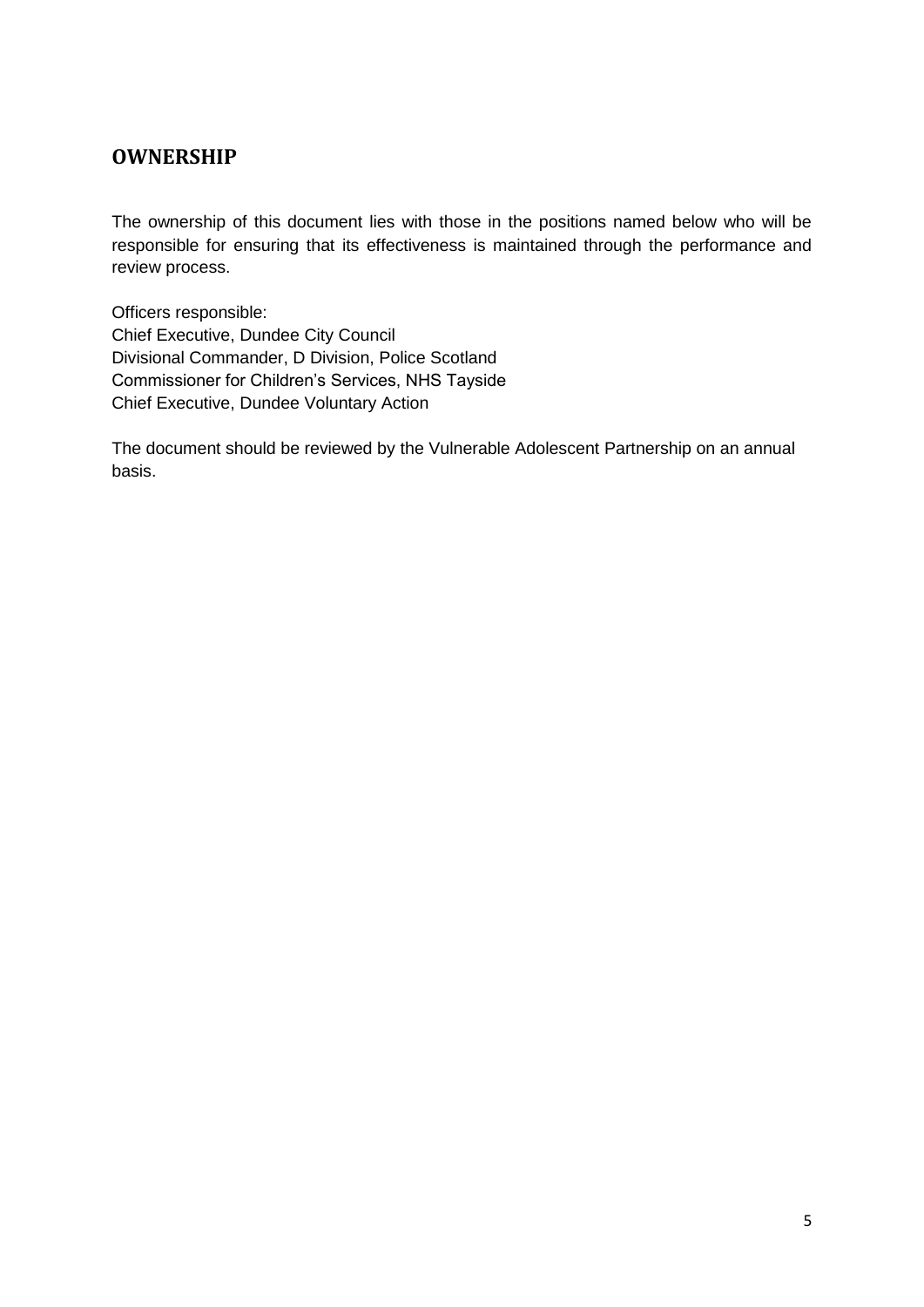## OWNERSHIP

The ownership of this document lies with those in the positions named below who will be responsible for ensuring that its effectiveness is maintained through the performance and review process.

Officers responsible:
Chief Executive, Dundee City Council
Divisional Commander, D Division, Police Scotland
Commissioner for Children's Services, NHS Tayside
Chief Executive, Dundee Voluntary Action

The document should be reviewed by the Vulnerable Adolescent Partnership on an annual basis.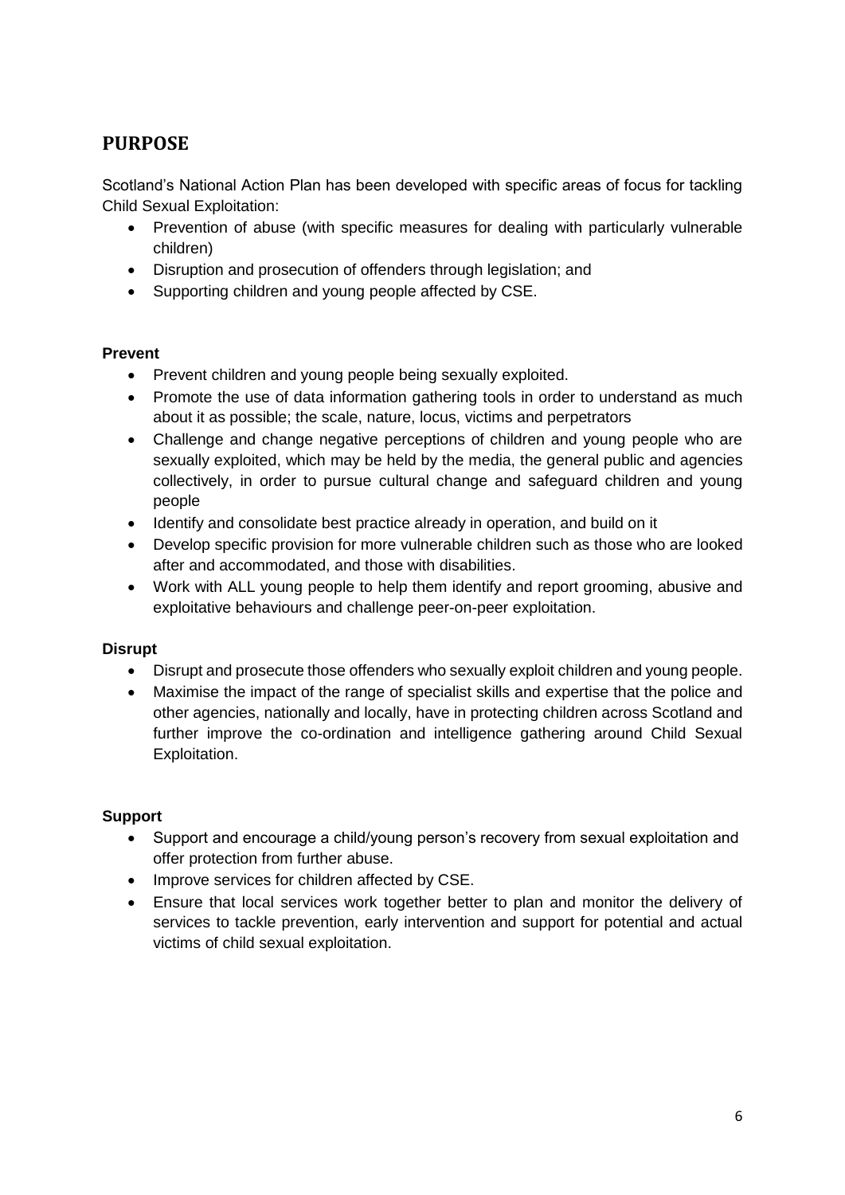## PURPOSE

Scotland's National Action Plan has been developed with specific areas of focus for tackling Child Sexual Exploitation:

- Prevention of abuse (with specific measures for dealing with particularly vulnerable children)
- Disruption and prosecution of offenders through legislation; and
- Supporting children and young people affected by CSE.

### Prevent

- Prevent children and young people being sexually exploited.
- Promote the use of data information gathering tools in order to understand as much about it as possible; the scale, nature, locus, victims and perpetrators
- Challenge and change negative perceptions of children and young people who are sexually exploited, which may be held by the media, the general public and agencies collectively, in order to pursue cultural change and safeguard children and young people
- Identify and consolidate best practice already in operation, and build on it
- Develop specific provision for more vulnerable children such as those who are looked after and accommodated, and those with disabilities.
- Work with ALL young people to help them identify and report grooming, abusive and exploitative behaviours and challenge peer-on-peer exploitation.

### Disrupt

- Disrupt and prosecute those offenders who sexually exploit children and young people.
- Maximise the impact of the range of specialist skills and expertise that the police and other agencies, nationally and locally, have in protecting children across Scotland and further improve the co-ordination and intelligence gathering around Child Sexual Exploitation.

### Support

- Support and encourage a child/young person's recovery from sexual exploitation and offer protection from further abuse.
- Improve services for children affected by CSE.
- Ensure that local services work together better to plan and monitor the delivery of services to tackle prevention, early intervention and support for potential and actual victims of child sexual exploitation.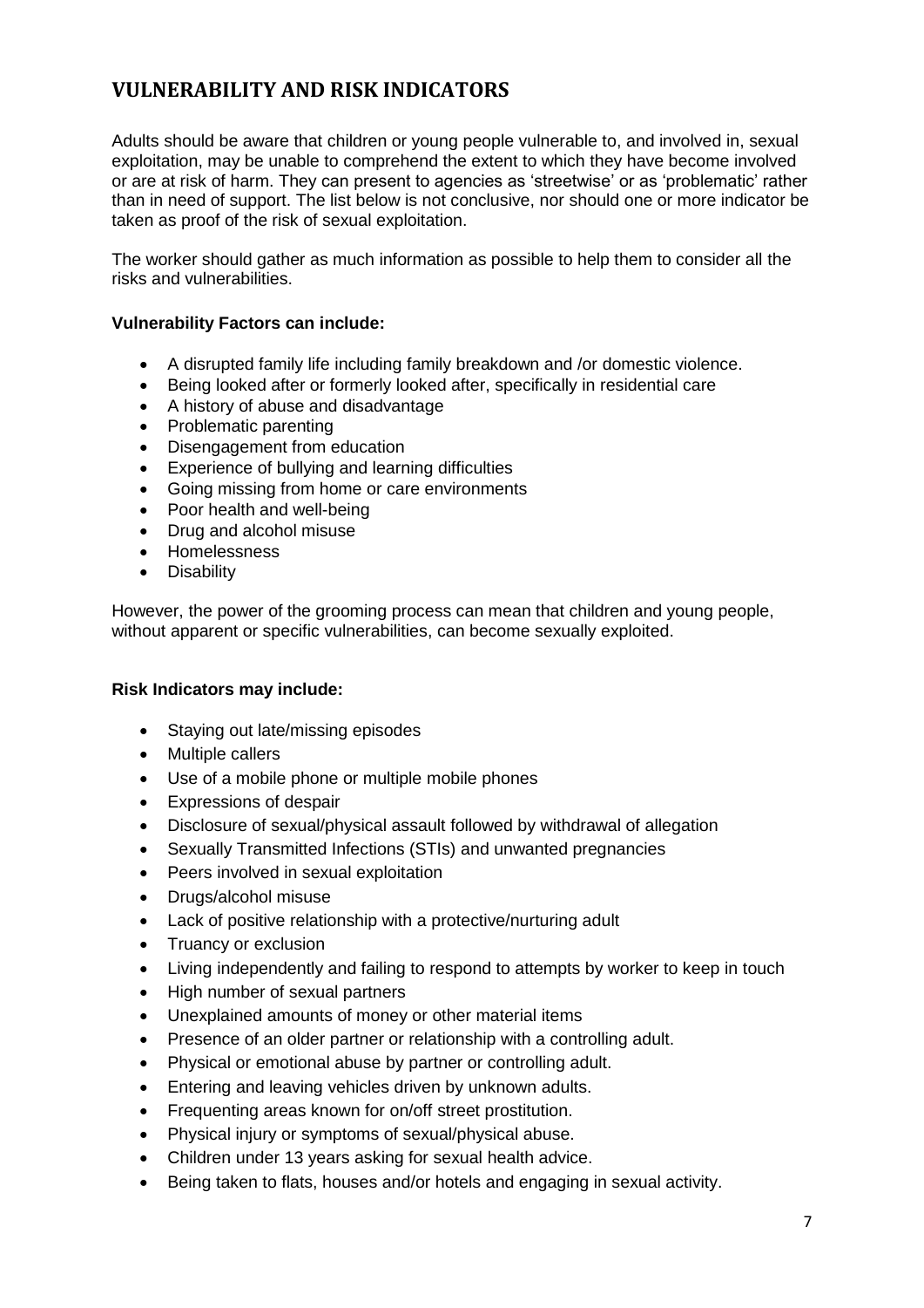## VULNERABILITY AND RISK INDICATORS

Adults should be aware that children or young people vulnerable to, and involved in, sexual exploitation, may be unable to comprehend the extent to which they have become involved or are at risk of harm. They can present to agencies as 'streetwise' or as 'problematic' rather than in need of support. The list below is not conclusive, nor should one or more indicator be taken as proof of the risk of sexual exploitation.

The worker should gather as much information as possible to help them to consider all the risks and vulnerabilities.

**Vulnerability Factors can include:**

- A disrupted family life including family breakdown and /or domestic violence.
- Being looked after or formerly looked after, specifically in residential care
- A history of abuse and disadvantage
- Problematic parenting
- Disengagement from education
- Experience of bullying and learning difficulties
- Going missing from home or care environments
- Poor health and well-being
- Drug and alcohol misuse
- Homelessness
- Disability

However, the power of the grooming process can mean that children and young people, without apparent or specific vulnerabilities, can become sexually exploited.

**Risk Indicators may include:**

- Staying out late/missing episodes
- Multiple callers
- Use of a mobile phone or multiple mobile phones
- Expressions of despair
- Disclosure of sexual/physical assault followed by withdrawal of allegation
- Sexually Transmitted Infections (STIs) and unwanted pregnancies
- Peers involved in sexual exploitation
- Drugs/alcohol misuse
- Lack of positive relationship with a protective/nurturing adult
- Truancy or exclusion
- Living independently and failing to respond to attempts by worker to keep in touch
- High number of sexual partners
- Unexplained amounts of money or other material items
- Presence of an older partner or relationship with a controlling adult.
- Physical or emotional abuse by partner or controlling adult.
- Entering and leaving vehicles driven by unknown adults.
- Frequenting areas known for on/off street prostitution.
- Physical injury or symptoms of sexual/physical abuse.
- Children under 13 years asking for sexual health advice.
- Being taken to flats, houses and/or hotels and engaging in sexual activity.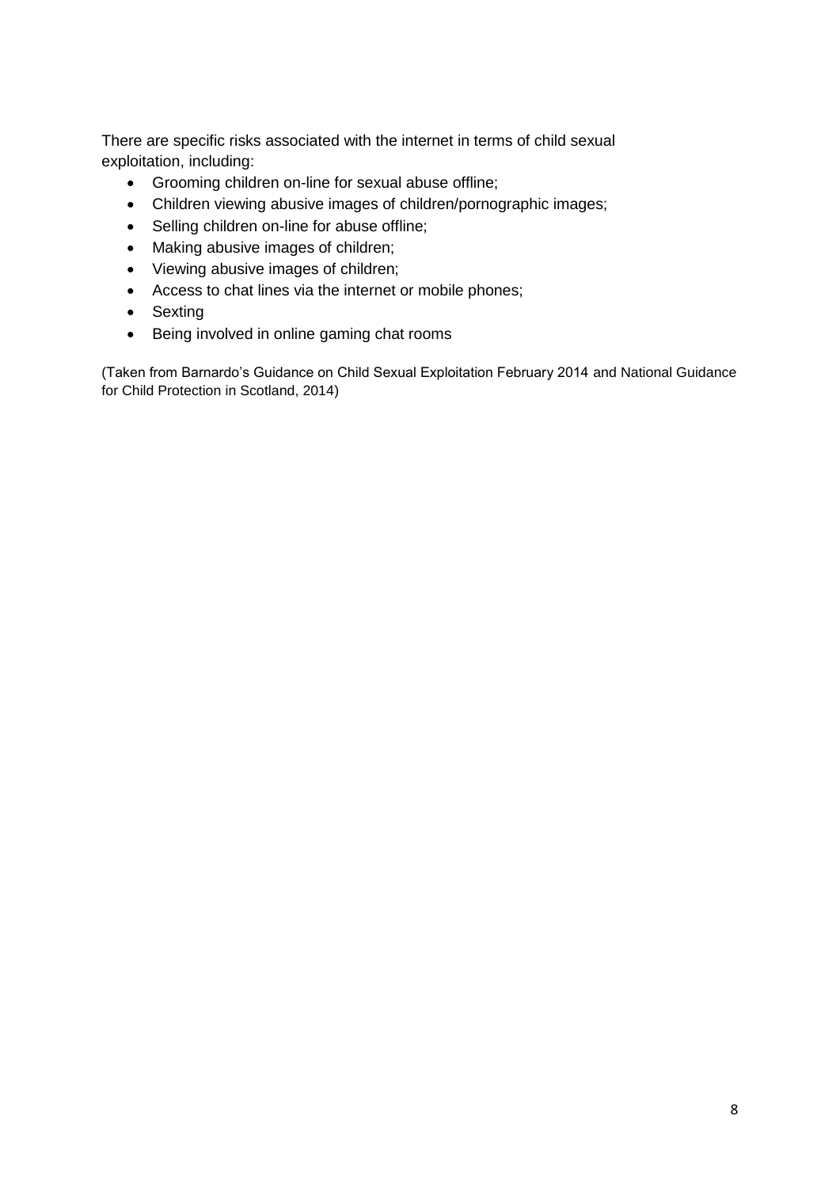There are specific risks associated with the internet in terms of child sexual exploitation, including:

- Grooming children on-line for sexual abuse offline;
- Children viewing abusive images of children/pornographic images;
- Selling children on-line for abuse offline;
- Making abusive images of children;
- Viewing abusive images of children;
- Access to chat lines via the internet or mobile phones;
- Sexting
- Being involved in online gaming chat rooms

(Taken from Barnardo's Guidance on Child Sexual Exploitation February 2014 and National Guidance for Child Protection in Scotland, 2014)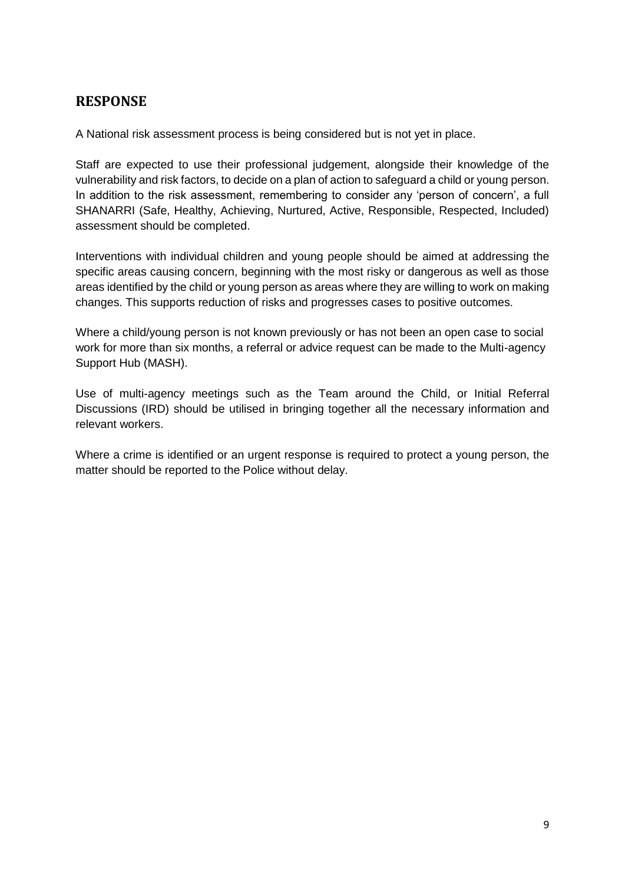## RESPONSE

A National risk assessment process is being considered but is not yet in place.

Staff are expected to use their professional judgement, alongside their knowledge of the vulnerability and risk factors, to decide on a plan of action to safeguard a child or young person. In addition to the risk assessment, remembering to consider any 'person of concern', a full SHANARRI (Safe, Healthy, Achieving, Nurtured, Active, Responsible, Respected, Included) assessment should be completed.

Interventions with individual children and young people should be aimed at addressing the specific areas causing concern, beginning with the most risky or dangerous as well as those areas identified by the child or young person as areas where they are willing to work on making changes. This supports reduction of risks and progresses cases to positive outcomes.

Where a child/young person is not known previously or has not been an open case to social work for more than six months, a referral or advice request can be made to the Multi-agency Support Hub (MASH).

Use of multi-agency meetings such as the Team around the Child, or Initial Referral Discussions (IRD) should be utilised in bringing together all the necessary information and relevant workers.

Where a crime is identified or an urgent response is required to protect a young person, the matter should be reported to the Police without delay.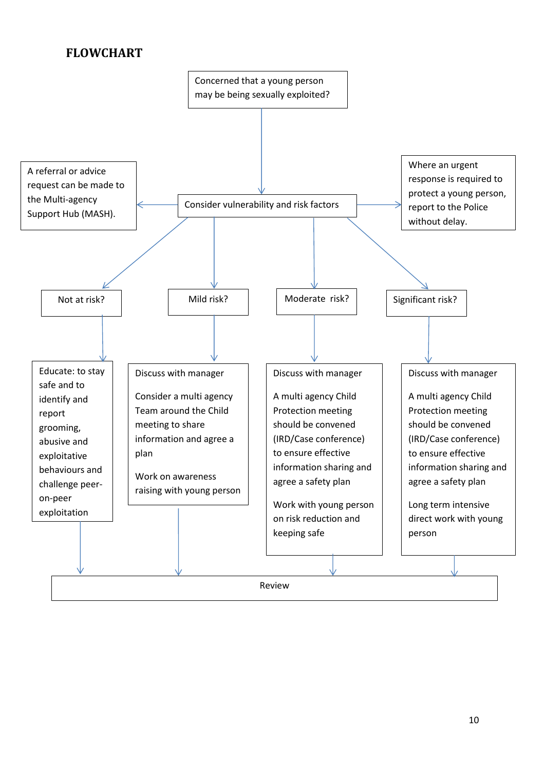# FLOWCHART

**Concerned that a young person may be being sexually exploited?**

↓

**Consider vulnerability and risk factors**

- ← A referral or advice request can be made to the Multi-agency Support Hub (MASH).
- → Where an urgent response is required to protect a young person, report to the Police without delay.

**Not at risk?**

- Educate: to stay safe and to identify and report grooming, abusive and exploitative behaviours and challenge peer-on-peer exploitation

**Mild risk?**

- Discuss with manager
- Consider a multi agency Team around the Child meeting to share information and agree a plan
- Work on awareness raising with young person

**Moderate risk?**

- Discuss with manager
- A multi agency Child Protection meeting should be convened (IRD/Case conference) to ensure effective information sharing and agree a safety plan
- Work with young person on risk reduction and keeping safe

**Significant risk?**

- Discuss with manager
- A multi agency Child Protection meeting should be convened (IRD/Case conference) to ensure effective information sharing and agree a safety plan
- Long term intensive direct work with young person

↓

**Review**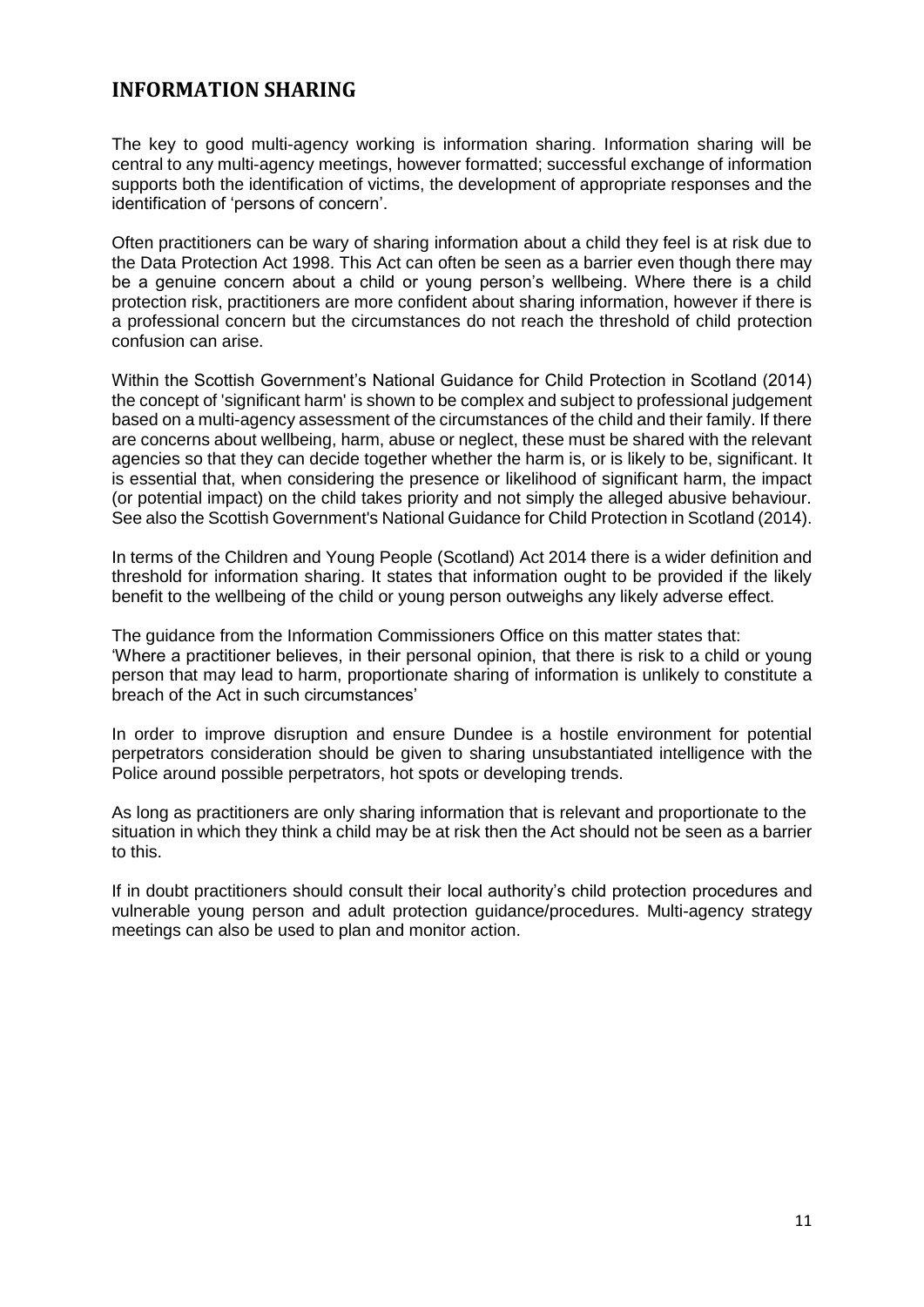## INFORMATION SHARING

The key to good multi-agency working is information sharing. Information sharing will be central to any multi-agency meetings, however formatted; successful exchange of information supports both the identification of victims, the development of appropriate responses and the identification of 'persons of concern'.

Often practitioners can be wary of sharing information about a child they feel is at risk due to the Data Protection Act 1998. This Act can often be seen as a barrier even though there may be a genuine concern about a child or young person's wellbeing. Where there is a child protection risk, practitioners are more confident about sharing information, however if there is a professional concern but the circumstances do not reach the threshold of child protection confusion can arise.

Within the Scottish Government's National Guidance for Child Protection in Scotland (2014) the concept of 'significant harm' is shown to be complex and subject to professional judgement based on a multi-agency assessment of the circumstances of the child and their family. If there are concerns about wellbeing, harm, abuse or neglect, these must be shared with the relevant agencies so that they can decide together whether the harm is, or is likely to be, significant. It is essential that, when considering the presence or likelihood of significant harm, the impact (or potential impact) on the child takes priority and not simply the alleged abusive behaviour. See also the Scottish Government's National Guidance for Child Protection in Scotland (2014).

In terms of the Children and Young People (Scotland) Act 2014 there is a wider definition and threshold for information sharing. It states that information ought to be provided if the likely benefit to the wellbeing of the child or young person outweighs any likely adverse effect.

The guidance from the Information Commissioners Office on this matter states that:
'Where a practitioner believes, in their personal opinion, that there is risk to a child or young person that may lead to harm, proportionate sharing of information is unlikely to constitute a breach of the Act in such circumstances'

In order to improve disruption and ensure Dundee is a hostile environment for potential perpetrators consideration should be given to sharing unsubstantiated intelligence with the Police around possible perpetrators, hot spots or developing trends.

As long as practitioners are only sharing information that is relevant and proportionate to the situation in which they think a child may be at risk then the Act should not be seen as a barrier to this.

If in doubt practitioners should consult their local authority's child protection procedures and vulnerable young person and adult protection guidance/procedures. Multi-agency strategy meetings can also be used to plan and monitor action.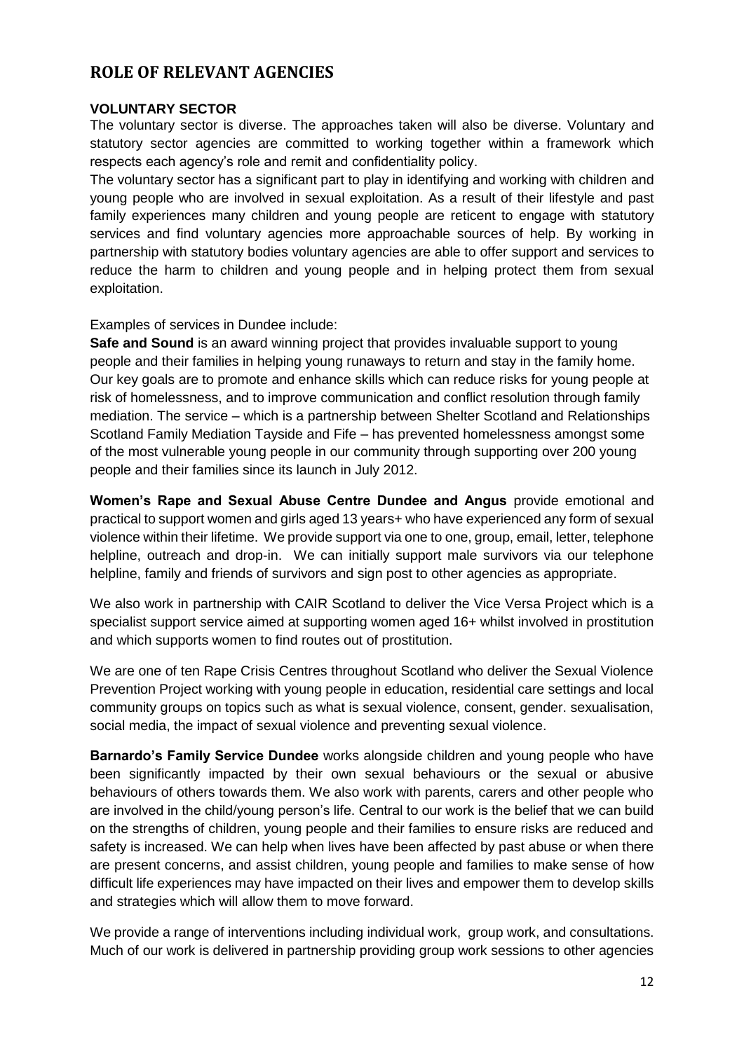## ROLE OF RELEVANT AGENCIES

**VOLUNTARY SECTOR**

The voluntary sector is diverse. The approaches taken will also be diverse. Voluntary and statutory sector agencies are committed to working together within a framework which respects each agency's role and remit and confidentiality policy.

The voluntary sector has a significant part to play in identifying and working with children and young people who are involved in sexual exploitation. As a result of their lifestyle and past family experiences many children and young people are reticent to engage with statutory services and find voluntary agencies more approachable sources of help. By working in partnership with statutory bodies voluntary agencies are able to offer support and services to reduce the harm to children and young people and in helping protect them from sexual exploitation.

Examples of services in Dundee include:

**Safe and Sound** is an award winning project that provides invaluable support to young people and their families in helping young runaways to return and stay in the family home. Our key goals are to promote and enhance skills which can reduce risks for young people at risk of homelessness, and to improve communication and conflict resolution through family mediation. The service – which is a partnership between Shelter Scotland and Relationships Scotland Family Mediation Tayside and Fife – has prevented homelessness amongst some of the most vulnerable young people in our community through supporting over 200 young people and their families since its launch in July 2012.

**Women's Rape and Sexual Abuse Centre Dundee and Angus** provide emotional and practical to support women and girls aged 13 years+ who have experienced any form of sexual violence within their lifetime. We provide support via one to one, group, email, letter, telephone helpline, outreach and drop-in. We can initially support male survivors via our telephone helpline, family and friends of survivors and sign post to other agencies as appropriate.

We also work in partnership with CAIR Scotland to deliver the Vice Versa Project which is a specialist support service aimed at supporting women aged 16+ whilst involved in prostitution and which supports women to find routes out of prostitution.

We are one of ten Rape Crisis Centres throughout Scotland who deliver the Sexual Violence Prevention Project working with young people in education, residential care settings and local community groups on topics such as what is sexual violence, consent, gender. sexualisation, social media, the impact of sexual violence and preventing sexual violence.

**Barnardo's Family Service Dundee** works alongside children and young people who have been significantly impacted by their own sexual behaviours or the sexual or abusive behaviours of others towards them. We also work with parents, carers and other people who are involved in the child/young person's life. Central to our work is the belief that we can build on the strengths of children, young people and their families to ensure risks are reduced and safety is increased. We can help when lives have been affected by past abuse or when there are present concerns, and assist children, young people and families to make sense of how difficult life experiences may have impacted on their lives and empower them to develop skills and strategies which will allow them to move forward.

We provide a range of interventions including individual work, group work, and consultations. Much of our work is delivered in partnership providing group work sessions to other agencies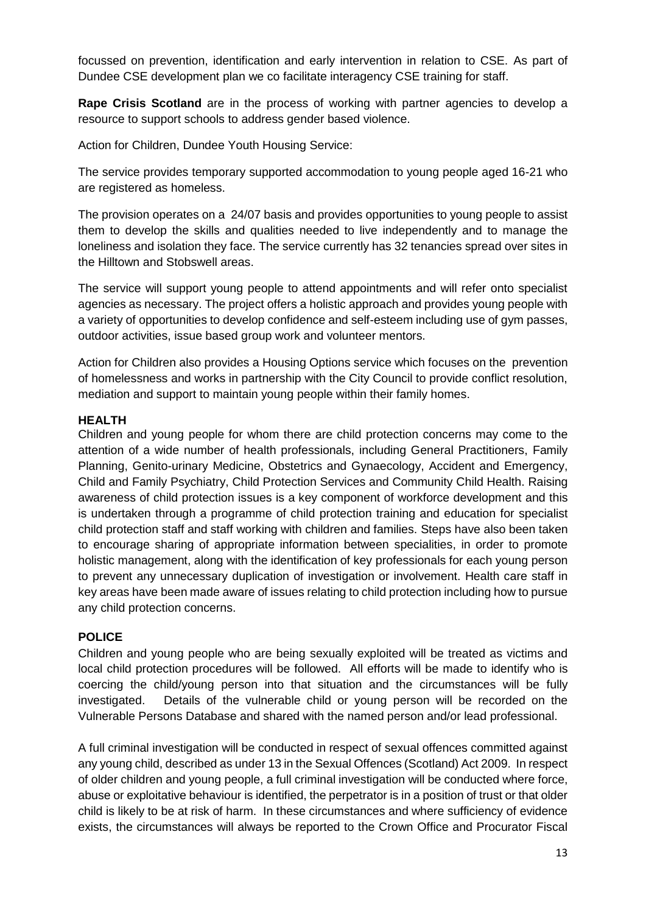focussed on prevention, identification and early intervention in relation to CSE. As part of Dundee CSE development plan we co facilitate interagency CSE training for staff.

**Rape Crisis Scotland** are in the process of working with partner agencies to develop a resource to support schools to address gender based violence.

Action for Children, Dundee Youth Housing Service:

The service provides temporary supported accommodation to young people aged 16-21 who are registered as homeless.

The provision operates on a 24/07 basis and provides opportunities to young people to assist them to develop the skills and qualities needed to live independently and to manage the loneliness and isolation they face. The service currently has 32 tenancies spread over sites in the Hilltown and Stobswell areas.

The service will support young people to attend appointments and will refer onto specialist agencies as necessary. The project offers a holistic approach and provides young people with a variety of opportunities to develop confidence and self-esteem including use of gym passes, outdoor activities, issue based group work and volunteer mentors.

Action for Children also provides a Housing Options service which focuses on the prevention of homelessness and works in partnership with the City Council to provide conflict resolution, mediation and support to maintain young people within their family homes.

**HEALTH**

Children and young people for whom there are child protection concerns may come to the attention of a wide number of health professionals, including General Practitioners, Family Planning, Genito-urinary Medicine, Obstetrics and Gynaecology, Accident and Emergency, Child and Family Psychiatry, Child Protection Services and Community Child Health. Raising awareness of child protection issues is a key component of workforce development and this is undertaken through a programme of child protection training and education for specialist child protection staff and staff working with children and families. Steps have also been taken to encourage sharing of appropriate information between specialities, in order to promote holistic management, along with the identification of key professionals for each young person to prevent any unnecessary duplication of investigation or involvement. Health care staff in key areas have been made aware of issues relating to child protection including how to pursue any child protection concerns.

**POLICE**

Children and young people who are being sexually exploited will be treated as victims and local child protection procedures will be followed. All efforts will be made to identify who is coercing the child/young person into that situation and the circumstances will be fully investigated. Details of the vulnerable child or young person will be recorded on the Vulnerable Persons Database and shared with the named person and/or lead professional.

A full criminal investigation will be conducted in respect of sexual offences committed against any young child, described as under 13 in the Sexual Offences (Scotland) Act 2009. In respect of older children and young people, a full criminal investigation will be conducted where force, abuse or exploitative behaviour is identified, the perpetrator is in a position of trust or that older child is likely to be at risk of harm. In these circumstances and where sufficiency of evidence exists, the circumstances will always be reported to the Crown Office and Procurator Fiscal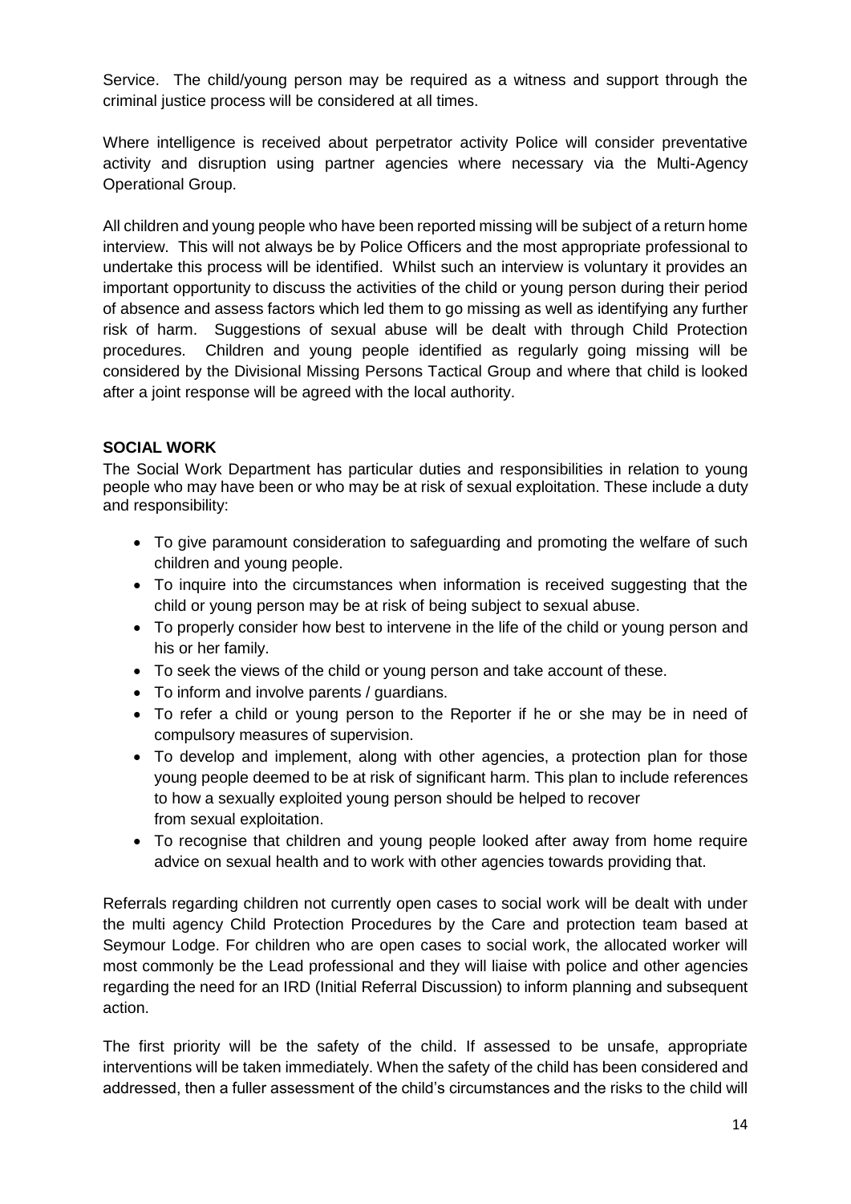Service. The child/young person may be required as a witness and support through the criminal justice process will be considered at all times.

Where intelligence is received about perpetrator activity Police will consider preventative activity and disruption using partner agencies where necessary via the Multi-Agency Operational Group.

All children and young people who have been reported missing will be subject of a return home interview. This will not always be by Police Officers and the most appropriate professional to undertake this process will be identified. Whilst such an interview is voluntary it provides an important opportunity to discuss the activities of the child or young person during their period of absence and assess factors which led them to go missing as well as identifying any further risk of harm. Suggestions of sexual abuse will be dealt with through Child Protection procedures. Children and young people identified as regularly going missing will be considered by the Divisional Missing Persons Tactical Group and where that child is looked after a joint response will be agreed with the local authority.

**SOCIAL WORK**

The Social Work Department has particular duties and responsibilities in relation to young people who may have been or who may be at risk of sexual exploitation. These include a duty and responsibility:

- To give paramount consideration to safeguarding and promoting the welfare of such children and young people.
- To inquire into the circumstances when information is received suggesting that the child or young person may be at risk of being subject to sexual abuse.
- To properly consider how best to intervene in the life of the child or young person and his or her family.
- To seek the views of the child or young person and take account of these.
- To inform and involve parents / guardians.
- To refer a child or young person to the Reporter if he or she may be in need of compulsory measures of supervision.
- To develop and implement, along with other agencies, a protection plan for those young people deemed to be at risk of significant harm. This plan to include references to how a sexually exploited young person should be helped to recover from sexual exploitation.
- To recognise that children and young people looked after away from home require advice on sexual health and to work with other agencies towards providing that.

Referrals regarding children not currently open cases to social work will be dealt with under the multi agency Child Protection Procedures by the Care and protection team based at Seymour Lodge. For children who are open cases to social work, the allocated worker will most commonly be the Lead professional and they will liaise with police and other agencies regarding the need for an IRD (Initial Referral Discussion) to inform planning and subsequent action.

The first priority will be the safety of the child. If assessed to be unsafe, appropriate interventions will be taken immediately. When the safety of the child has been considered and addressed, then a fuller assessment of the child's circumstances and the risks to the child will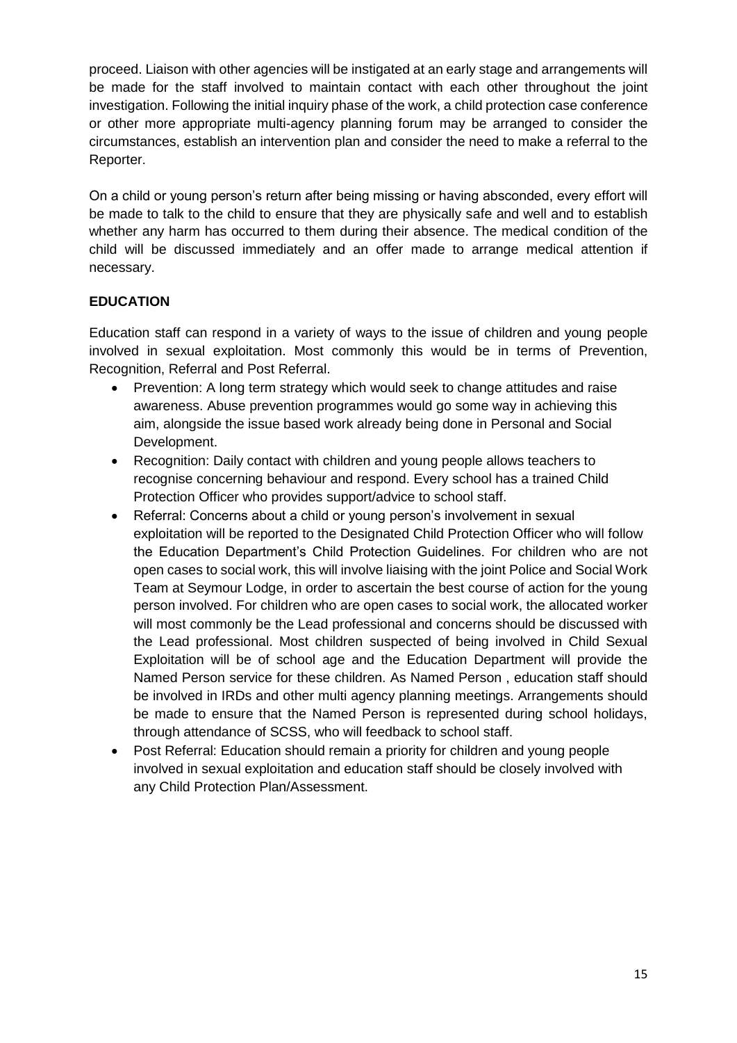proceed. Liaison with other agencies will be instigated at an early stage and arrangements will be made for the staff involved to maintain contact with each other throughout the joint investigation. Following the initial inquiry phase of the work, a child protection case conference or other more appropriate multi-agency planning forum may be arranged to consider the circumstances, establish an intervention plan and consider the need to make a referral to the Reporter.

On a child or young person's return after being missing or having absconded, every effort will be made to talk to the child to ensure that they are physically safe and well and to establish whether any harm has occurred to them during their absence. The medical condition of the child will be discussed immediately and an offer made to arrange medical attention if necessary.

## EDUCATION

Education staff can respond in a variety of ways to the issue of children and young people involved in sexual exploitation. Most commonly this would be in terms of Prevention, Recognition, Referral and Post Referral.

- Prevention: A long term strategy which would seek to change attitudes and raise awareness. Abuse prevention programmes would go some way in achieving this aim, alongside the issue based work already being done in Personal and Social Development.
- Recognition: Daily contact with children and young people allows teachers to recognise concerning behaviour and respond. Every school has a trained Child Protection Officer who provides support/advice to school staff.
- Referral: Concerns about a child or young person's involvement in sexual exploitation will be reported to the Designated Child Protection Officer who will follow the Education Department's Child Protection Guidelines. For children who are not open cases to social work, this will involve liaising with the joint Police and Social Work Team at Seymour Lodge, in order to ascertain the best course of action for the young person involved. For children who are open cases to social work, the allocated worker will most commonly be the Lead professional and concerns should be discussed with the Lead professional. Most children suspected of being involved in Child Sexual Exploitation will be of school age and the Education Department will provide the Named Person service for these children. As Named Person , education staff should be involved in IRDs and other multi agency planning meetings. Arrangements should be made to ensure that the Named Person is represented during school holidays, through attendance of SCSS, who will feedback to school staff.
- Post Referral: Education should remain a priority for children and young people involved in sexual exploitation and education staff should be closely involved with any Child Protection Plan/Assessment.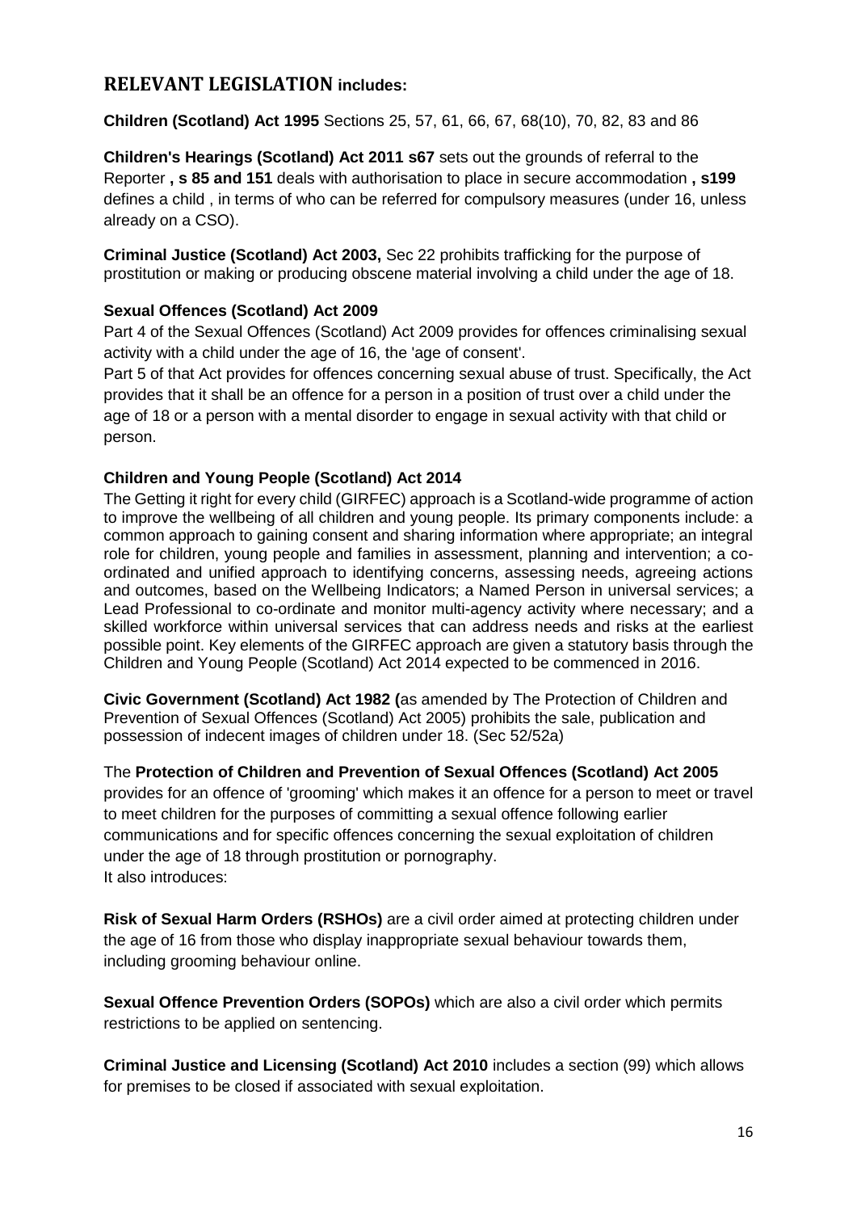## RELEVANT LEGISLATION includes:

**Children (Scotland) Act 1995** Sections 25, 57, 61, 66, 67, 68(10), 70, 82, 83 and 86

**Children's Hearings (Scotland) Act 2011 s67** sets out the grounds of referral to the Reporter **, s 85 and 151** deals with authorisation to place in secure accommodation **, s199** defines a child , in terms of who can be referred for compulsory measures (under 16, unless already on a CSO).

**Criminal Justice (Scotland) Act 2003,** Sec 22 prohibits trafficking for the purpose of prostitution or making or producing obscene material involving a child under the age of 18.

**Sexual Offences (Scotland) Act 2009**

Part 4 of the Sexual Offences (Scotland) Act 2009 provides for offences criminalising sexual activity with a child under the age of 16, the 'age of consent'.

Part 5 of that Act provides for offences concerning sexual abuse of trust. Specifically, the Act provides that it shall be an offence for a person in a position of trust over a child under the age of 18 or a person with a mental disorder to engage in sexual activity with that child or person.

**Children and Young People (Scotland) Act 2014**

The Getting it right for every child (GIRFEC) approach is a Scotland-wide programme of action to improve the wellbeing of all children and young people. Its primary components include: a common approach to gaining consent and sharing information where appropriate; an integral role for children, young people and families in assessment, planning and intervention; a co-ordinated and unified approach to identifying concerns, assessing needs, agreeing actions and outcomes, based on the Wellbeing Indicators; a Named Person in universal services; a Lead Professional to co-ordinate and monitor multi-agency activity where necessary; and a skilled workforce within universal services that can address needs and risks at the earliest possible point. Key elements of the GIRFEC approach are given a statutory basis through the Children and Young People (Scotland) Act 2014 expected to be commenced in 2016.

**Civic Government (Scotland) Act 1982 (**as amended by The Protection of Children and Prevention of Sexual Offences (Scotland) Act 2005) prohibits the sale, publication and possession of indecent images of children under 18. (Sec 52/52a)

The **Protection of Children and Prevention of Sexual Offences (Scotland) Act 2005** provides for an offence of 'grooming' which makes it an offence for a person to meet or travel to meet children for the purposes of committing a sexual offence following earlier communications and for specific offences concerning the sexual exploitation of children under the age of 18 through prostitution or pornography.
It also introduces:

**Risk of Sexual Harm Orders (RSHOs)** are a civil order aimed at protecting children under the age of 16 from those who display inappropriate sexual behaviour towards them, including grooming behaviour online.

**Sexual Offence Prevention Orders (SOPOs)** which are also a civil order which permits restrictions to be applied on sentencing.

**Criminal Justice and Licensing (Scotland) Act 2010** includes a section (99) which allows for premises to be closed if associated with sexual exploitation.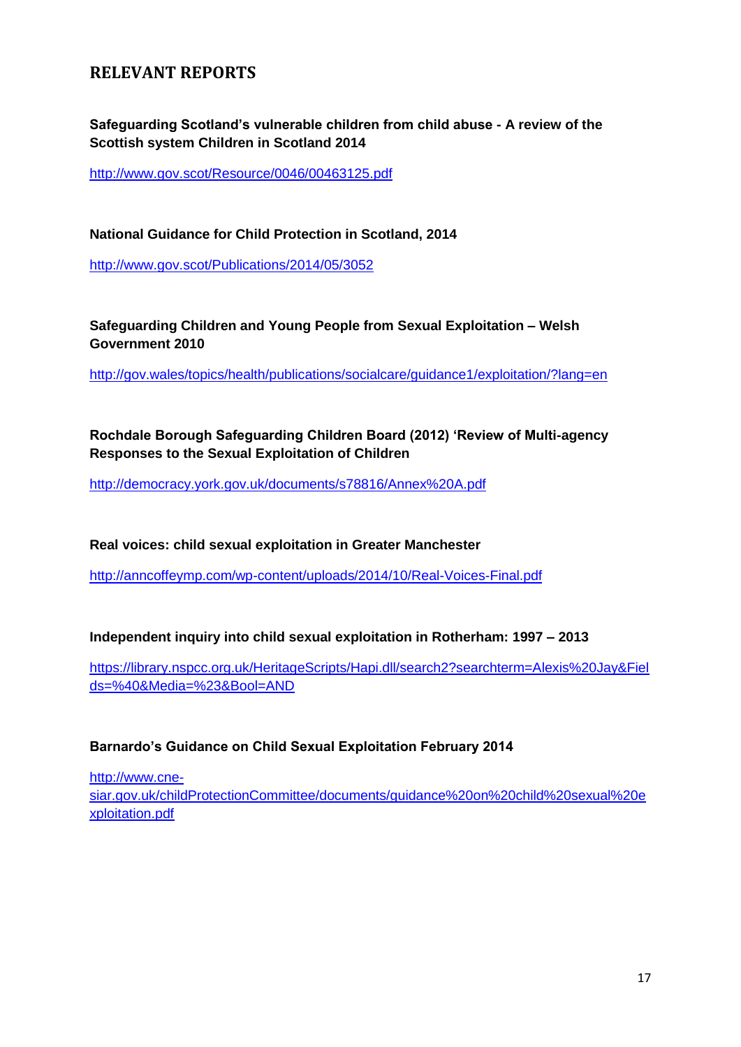## RELEVANT REPORTS

**Safeguarding Scotland's vulnerable children from child abuse - A review of the Scottish system Children in Scotland 2014**

http://www.gov.scot/Resource/0046/00463125.pdf

**National Guidance for Child Protection in Scotland, 2014**

http://www.gov.scot/Publications/2014/05/3052

**Safeguarding Children and Young People from Sexual Exploitation – Welsh Government 2010**

http://gov.wales/topics/health/publications/socialcare/guidance1/exploitation/?lang=en

**Rochdale Borough Safeguarding Children Board (2012) 'Review of Multi-agency Responses to the Sexual Exploitation of Children**

http://democracy.york.gov.uk/documents/s78816/Annex%20A.pdf

**Real voices: child sexual exploitation in Greater Manchester**

http://anncoffeymp.com/wp-content/uploads/2014/10/Real-Voices-Final.pdf

**Independent inquiry into child sexual exploitation in Rotherham: 1997 – 2013**

https://library.nspcc.org.uk/HeritageScripts/Hapi.dll/search2?searchterm=Alexis%20Jay&Fields=%40&Media=%23&Bool=AND

**Barnardo's Guidance on Child Sexual Exploitation February 2014**

http://www.cne-siar.gov.uk/childProtectionCommittee/documents/guidance%20on%20child%20sexual%20exploitation.pdf